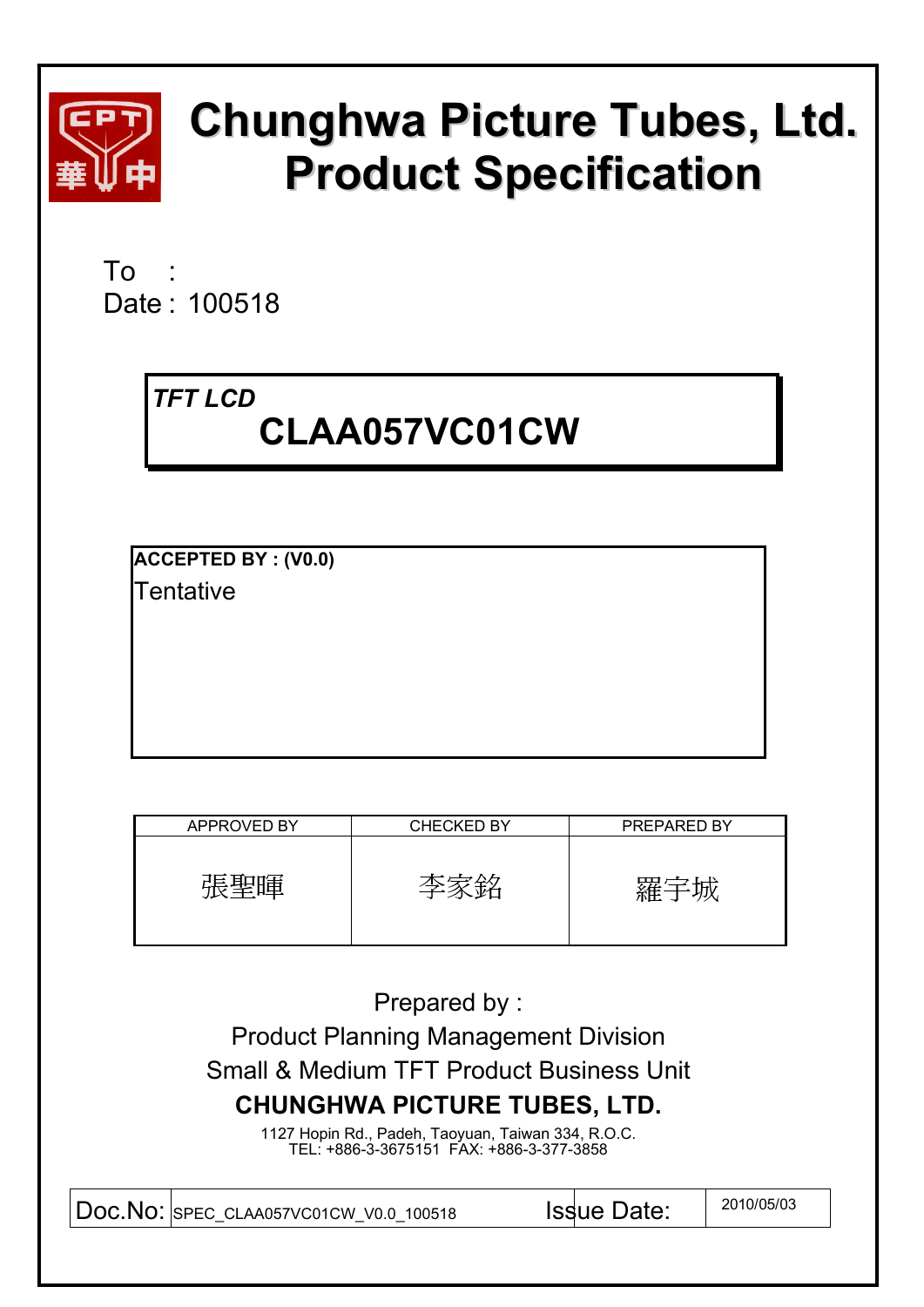# Chunghwa Picture Tubes, Ltd.
# Product Specification

To :
Date : 100518

*TFT LCD*
**CLAA057VC01CW**

**ACCEPTED BY : (V0.0)**
Tentative

| APPROVED BY | CHECKED BY | PREPARED BY |
|---|---|---|
| 張聖暉 | 李家銘 | 羅宇城 |

Prepared by :
Product Planning Management Division
Small & Medium TFT Product Business Unit
**CHUNGHWA PICTURE TUBES, LTD.**
1127 Hopin Rd., Padeh, Taoyuan, Taiwan 334, R.O.C.
TEL: +886-3-3675151 FAX: +886-3-377-3858

| Doc.No: | SPEC_CLAA057VC01CW_V0.0_100518 | Issue Date: | 2010/05/03 |
|---|---|---|---|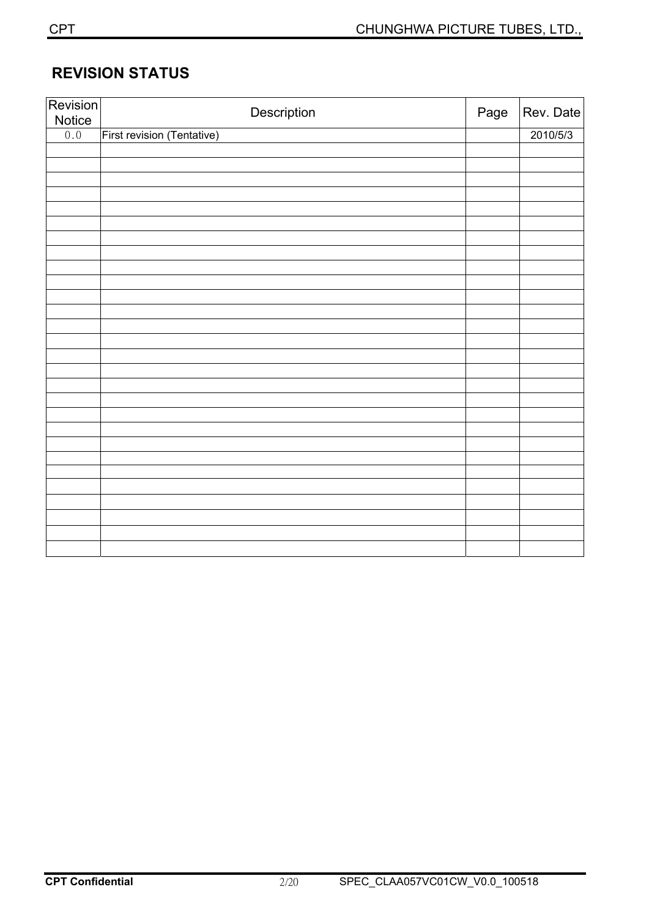## REVISION STATUS

| Revision Notice | Description | Page | Rev. Date |
|---|---|---|---|
| 0.0 | First revision (Tentative) | | 2010/5/3 |
| | | | |
| | | | |
| | | | |
| | | | |
| | | | |
| | | | |
| | | | |
| | | | |
| | | | |
| | | | |
| | | | |
| | | | |
| | | | |
| | | | |
| | | | |
| | | | |
| | | | |
| | | | |
| | | | |
| | | | |
| | | | |
| | | | |
| | | | |
| | | | |
| | | | |
| | | | |
| | | | |
| | | | |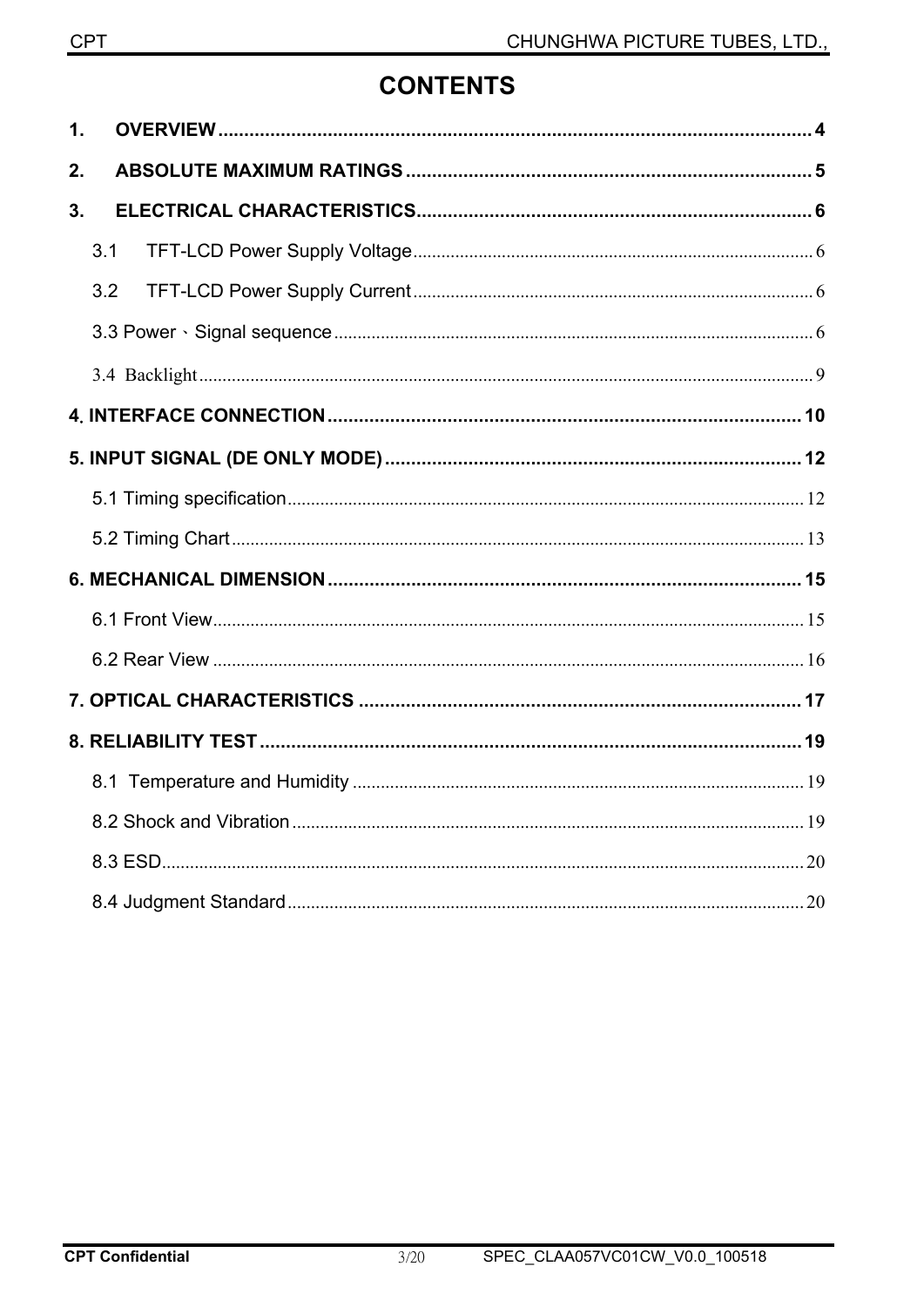# CONTENTS

1. OVERVIEW .................................................................................................................. 4
2. ABSOLUTE MAXIMUM RATINGS ............................................................................. 5
3. ELECTRICAL CHARACTERISTICS............................................................................ 6
   - 3.1 TFT-LCD Power Supply Voltage ..................................................................................... 6
   - 3.2 TFT-LCD Power Supply Current ..................................................................................... 6
   - 3.3 Power、Signal sequence ................................................................................................ 6
   - 3.4 Backlight ......................................................................................................................... 9

4. INTERFACE CONNECTION .......................................................................................... 10

5. INPUT SIGNAL (DE ONLY MODE) ................................................................................ 12
   - 5.1 Timing specification ......................................................................................................... 12
   - 5.2 Timing Chart ..................................................................................................................... 13

6. MECHANICAL DIMENSION ........................................................................................... 15
   - 6.1 Front View ........................................................................................................................ 15
   - 6.2 Rear View ......................................................................................................................... 16

7. OPTICAL CHARACTERISTICS ..................................................................................... 17

8. RELIABILITY TEST ........................................................................................................ 19
   - 8.1 Temperature and Humidity ............................................................................................... 19
   - 8.2 Shock and Vibration ......................................................................................................... 19
   - 8.3 ESD ................................................................................................................................... 20
   - 8.4 Judgment Standard ........................................................................................................... 20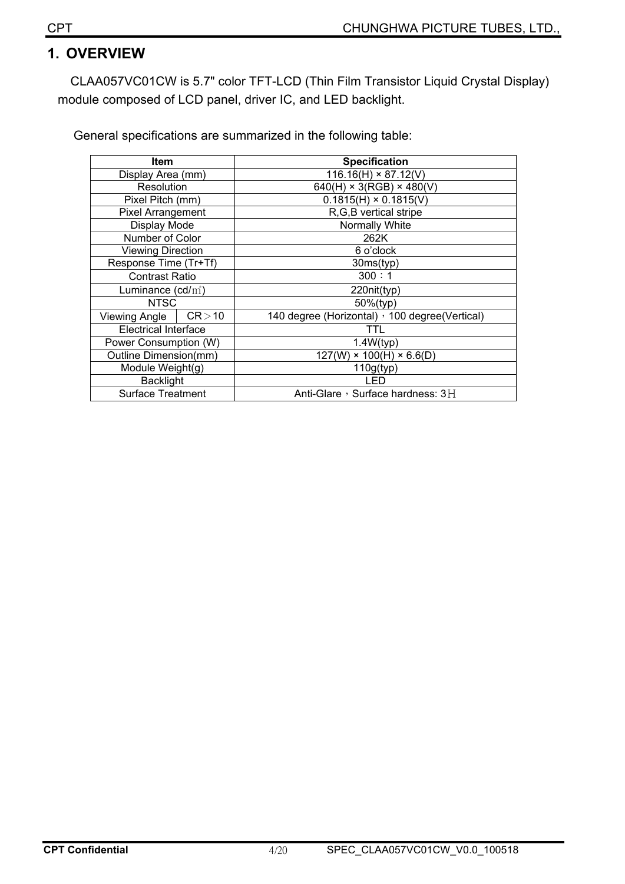# 1. OVERVIEW

CLAA057VC01CW is 5.7" color TFT-LCD (Thin Film Transistor Liquid Crystal Display) module composed of LCD panel, driver IC, and LED backlight.

General specifications are summarized in the following table:

| Item | | Specification |
|---|---|---|
| Display Area (mm) | | 116.16(H) × 87.12(V) |
| Resolution | | 640(H) × 3(RGB) × 480(V) |
| Pixel Pitch (mm) | | 0.1815(H) × 0.1815(V) |
| Pixel Arrangement | | R,G,B vertical stripe |
| Display Mode | | Normally White |
| Number of Color | | 262K |
| Viewing Direction | | 6 o'clock |
| Response Time (Tr+Tf) | | 30ms(typ) |
| Contrast Ratio | | 300：1 |
| Luminance (cd/㎡) | | 220nit(typ) |
| NTSC | | 50%(typ) |
| Viewing Angle | CR＞10 | 140 degree (Horizontal)，100 degree(Vertical) |
| Electrical Interface | | TTL |
| Power Consumption (W) | | 1.4W(typ) |
| Outline Dimension(mm) | | 127(W) × 100(H) × 6.6(D) |
| Module Weight(g) | | 110g(typ) |
| Backlight | | LED |
| Surface Treatment | | Anti-Glare，Surface hardness: 3H |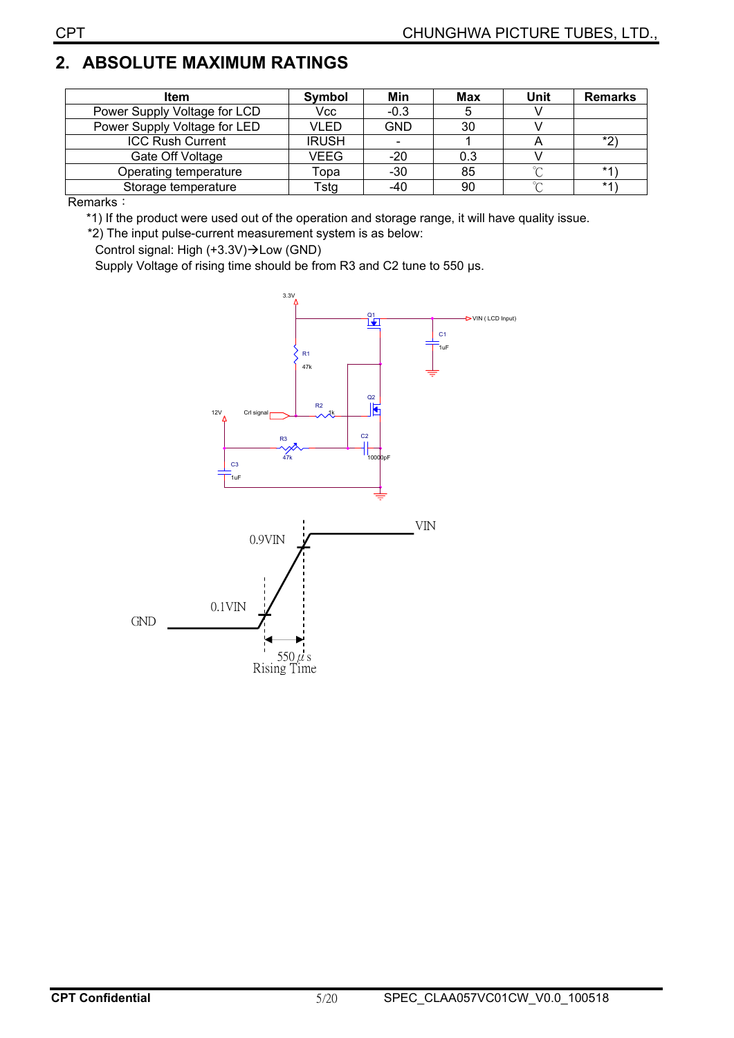## 2. ABSOLUTE MAXIMUM RATINGS

| Item | Symbol | Min | Max | Unit | Remarks |
|---|---|---|---|---|---|
| Power Supply Voltage for LCD | Vcc | -0.3 | 5 | V | |
| Power Supply Voltage for LED | VLED | GND | 30 | V | |
| ICC Rush Current | IRUSH | - | 1 | A | *2) |
| Gate Off Voltage | VEEG | -20 | 0.3 | V | |
| Operating temperature | Topa | -30 | 85 | ℃ | *1) |
| Storage temperature | Tstg | -40 | 90 | ℃ | *1) |

Remarks：

*1) If the product were used out of the operation and storage range, it will have quality issue.

*2) The input pulse-current measurement system is as below:

Control signal: High (+3.3V)→Low (GND)

Supply Voltage of rising time should be from R3 and C2 tune to 550 μs.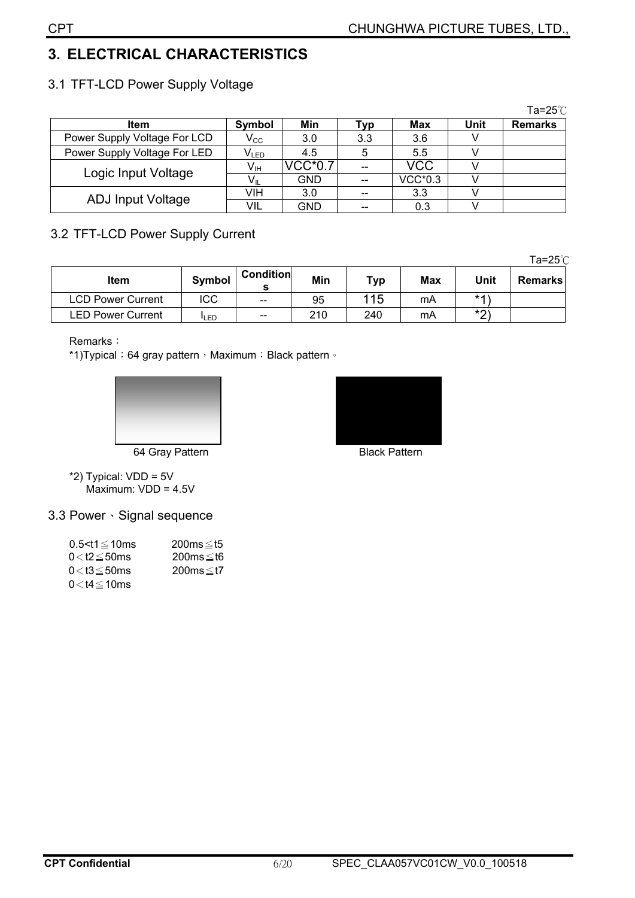## 3. ELECTRICAL CHARACTERISTICS

### 3.1 TFT-LCD Power Supply Voltage

Ta=25℃

| Item | Symbol | Min | Typ | Max | Unit | Remarks |
|---|---|---|---|---|---|---|
| Power Supply Voltage For LCD | $V_{CC}$ | 3.0 | 3.3 | 3.6 | V | |
| Power Supply Voltage For LED | $V_{LED}$ | 4.5 | 5 | 5.5 | V | |
| Logic Input Voltage | $V_{IH}$ | VCC*0.7 | -- | VCC | V | |
| | $V_{IL}$ | GND | -- | VCC*0.3 | V | |
| ADJ Input Voltage | VIH | 3.0 | -- | 3.3 | V | |
| | VIL | GND | -- | 0.3 | V | |

### 3.2 TFT-LCD Power Supply Current

Ta=25℃

| Item | Symbol | Conditions | Min | Typ | Max | Unit | Remarks |
|---|---|---|---|---|---|---|---|
| LCD Power Current | ICC | -- | 95 | 115 | mA | *1) | |
| LED Power Current | $I_{LED}$ | -- | 210 | 240 | mA | *2) | |

Remarks：

*1)Typical：64 gray pattern，Maximum：Black pattern。

64 Gray Pattern

Black Pattern

*2) Typical: VDD = 5V
Maximum: VDD = 4.5V

### 3.3 Power、Signal sequence

0.5<t1≦10ms　　200ms≦t5
0＜t2≦50ms　　200ms≦t6
0＜t3≦50ms　　200ms≦t7
0＜t4≦10ms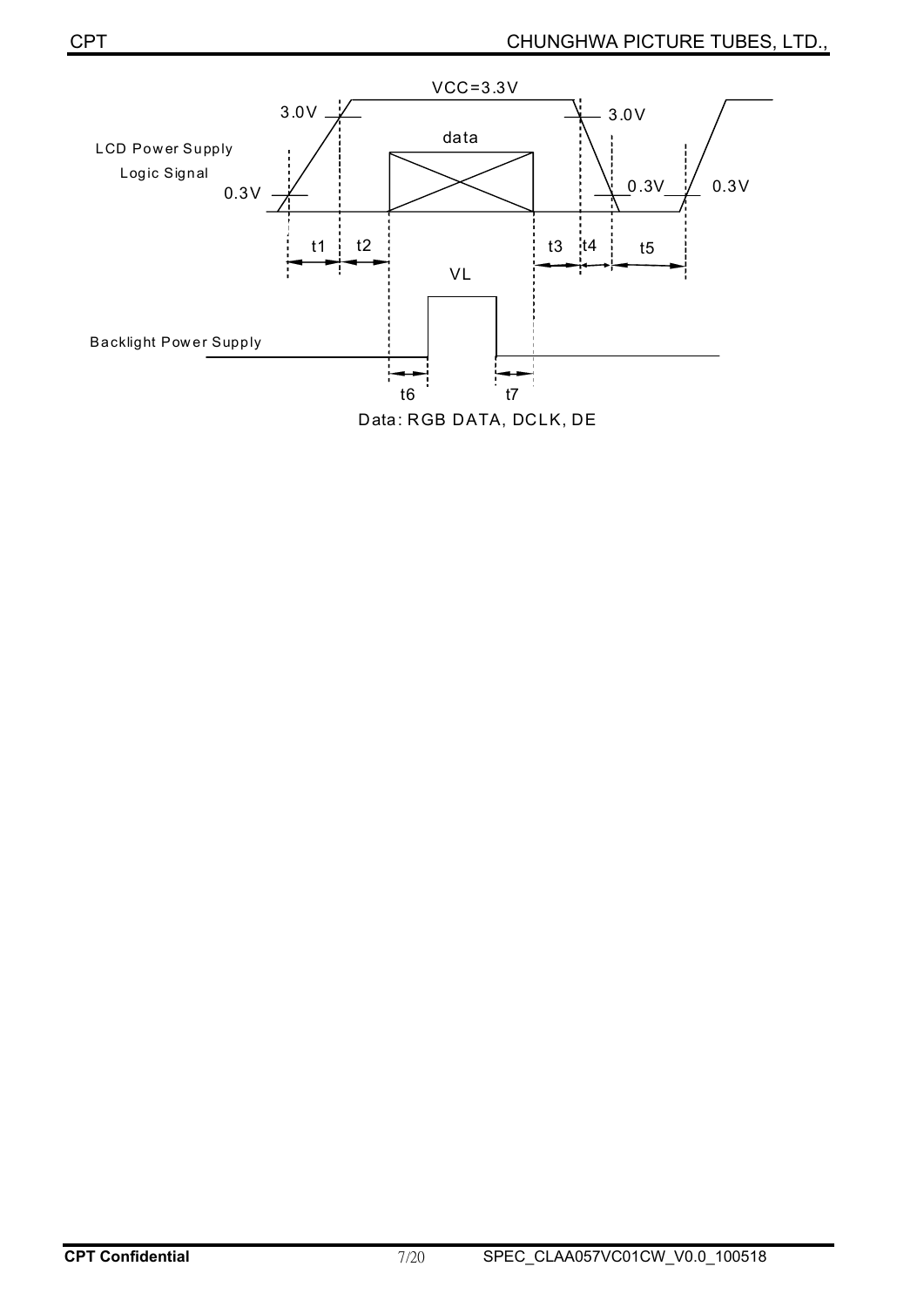VCC=3.3V

3.0V

3.0V

data

LCD Power Supply

Logic Signal

0.3V

0.3V

0.3V

t1 t2

t3 t4 t5

VL

Backlight Power Supply

t6 t7

Data: RGB DATA, DCLK, DE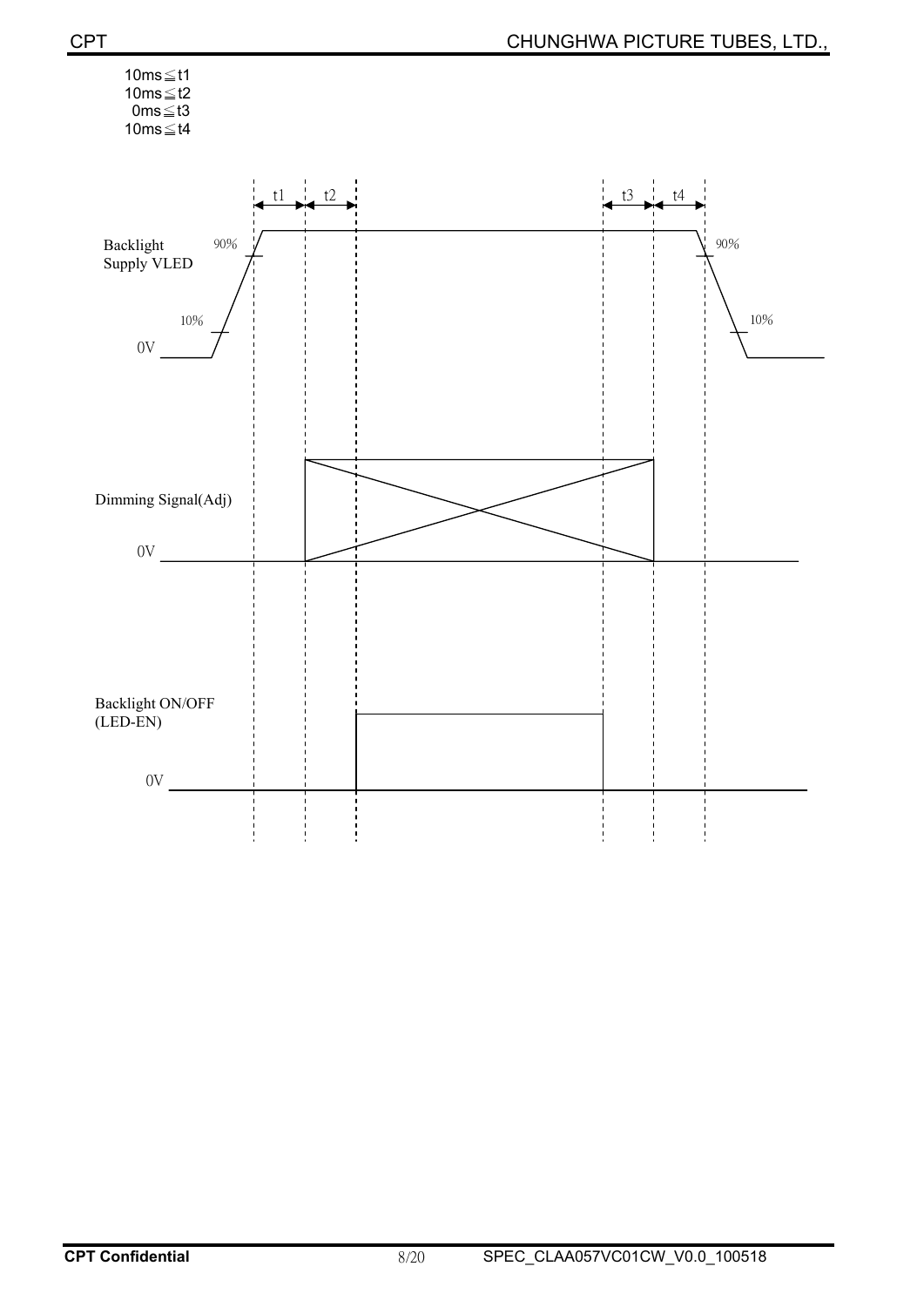$10ms \leqq t1$
$10ms \leqq t2$
$0ms \leqq t3$
$10ms \leqq t4$

t1 t2 t3 t4

Backlight Supply VLED

90% 90%

10% 10%

0V

Dimming Signal(Adj)

0V

Backlight ON/OFF (LED-EN)

0V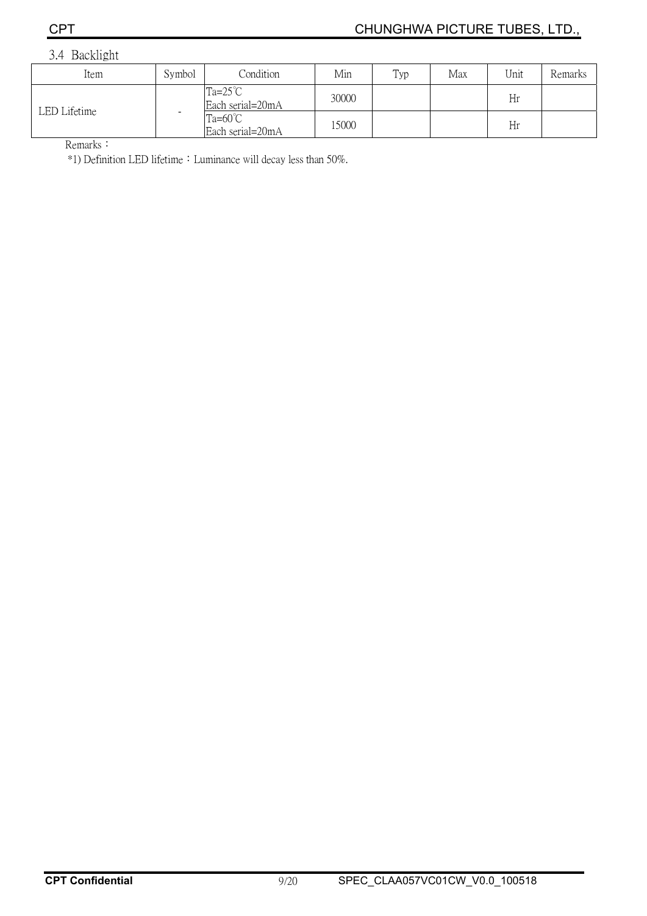### 3.4 Backlight

| Item | Symbol | Condition | Min | Typ | Max | Unit | Remarks |
|---|---|---|---|---|---|---|---|
| LED Lifetime | - | Ta=25℃ Each serial=20mA | 30000 | | | Hr | |
| | | Ta=60℃ Each serial=20mA | 15000 | | | Hr | |

Remarks：

*1) Definition LED lifetime：Luminance will decay less than 50%.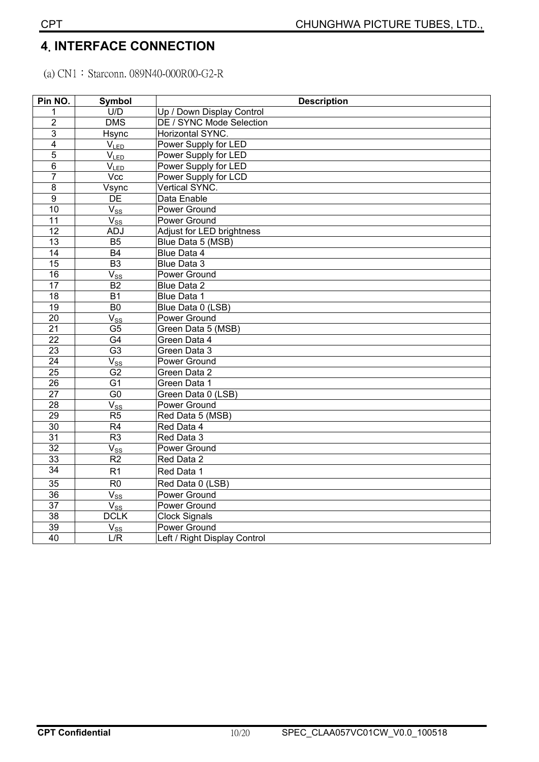## 4. INTERFACE CONNECTION

(a) CN1：Starconn. 089N40-000R00-G2-R

| Pin NO. | Symbol | Description |
|---|---|---|
| 1 | U/D | Up / Down Display Control |
| 2 | DMS | DE / SYNC Mode Selection |
| 3 | Hsync | Horizontal SYNC. |
| 4 | $V_{LED}$ | Power Supply for LED |
| 5 | $V_{LED}$ | Power Supply for LED |
| 6 | $V_{LED}$ | Power Supply for LED |
| 7 | Vcc | Power Supply for LCD |
| 8 | Vsync | Vertical SYNC. |
| 9 | DE | Data Enable |
| 10 | $V_{SS}$ | Power Ground |
| 11 | $V_{SS}$ | Power Ground |
| 12 | ADJ | Adjust for LED brightness |
| 13 | B5 | Blue Data 5 (MSB) |
| 14 | B4 | Blue Data 4 |
| 15 | B3 | Blue Data 3 |
| 16 | $V_{SS}$ | Power Ground |
| 17 | B2 | Blue Data 2 |
| 18 | B1 | Blue Data 1 |
| 19 | B0 | Blue Data 0 (LSB) |
| 20 | $V_{SS}$ | Power Ground |
| 21 | G5 | Green Data 5 (MSB) |
| 22 | G4 | Green Data 4 |
| 23 | G3 | Green Data 3 |
| 24 | $V_{SS}$ | Power Ground |
| 25 | G2 | Green Data 2 |
| 26 | G1 | Green Data 1 |
| 27 | G0 | Green Data 0 (LSB) |
| 28 | $V_{SS}$ | Power Ground |
| 29 | R5 | Red Data 5 (MSB) |
| 30 | R4 | Red Data 4 |
| 31 | R3 | Red Data 3 |
| 32 | $V_{SS}$ | Power Ground |
| 33 | R2 | Red Data 2 |
| 34 | R1 | Red Data 1 |
| 35 | R0 | Red Data 0 (LSB) |
| 36 | $V_{SS}$ | Power Ground |
| 37 | $V_{SS}$ | Power Ground |
| 38 | DCLK | Clock Signals |
| 39 | $V_{SS}$ | Power Ground |
| 40 | L/R | Left / Right Display Control |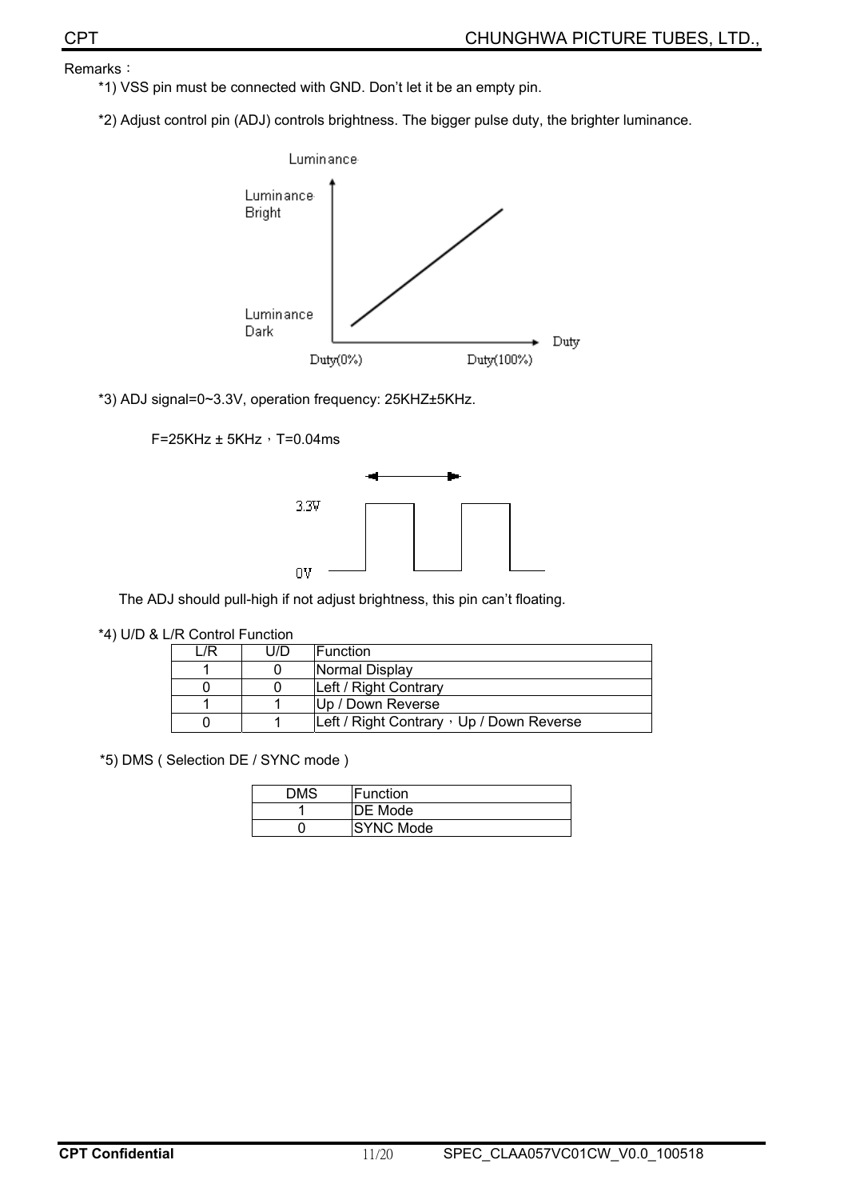Remarks：

*1) VSS pin must be connected with GND. Don't let it be an empty pin.

*2) Adjust control pin (ADJ) controls brightness. The bigger pulse duty, the brighter luminance.

*3) ADJ signal=0~3.3V, operation frequency: 25KHZ±5KHz.

F=25KHz ± 5KHz，T=0.04ms

The ADJ should pull-high if not adjust brightness, this pin can't floating.

*4) U/D & L/R Control Function

| L/R | U/D | Function |
|---|---|---|
| 1 | 0 | Normal Display |
| 0 | 0 | Left / Right Contrary |
| 1 | 1 | Up / Down Reverse |
| 0 | 1 | Left / Right Contrary，Up / Down Reverse |

*5) DMS ( Selection DE / SYNC mode )

| DMS | Function |
|---|---|
| 1 | DE Mode |
| 0 | SYNC Mode |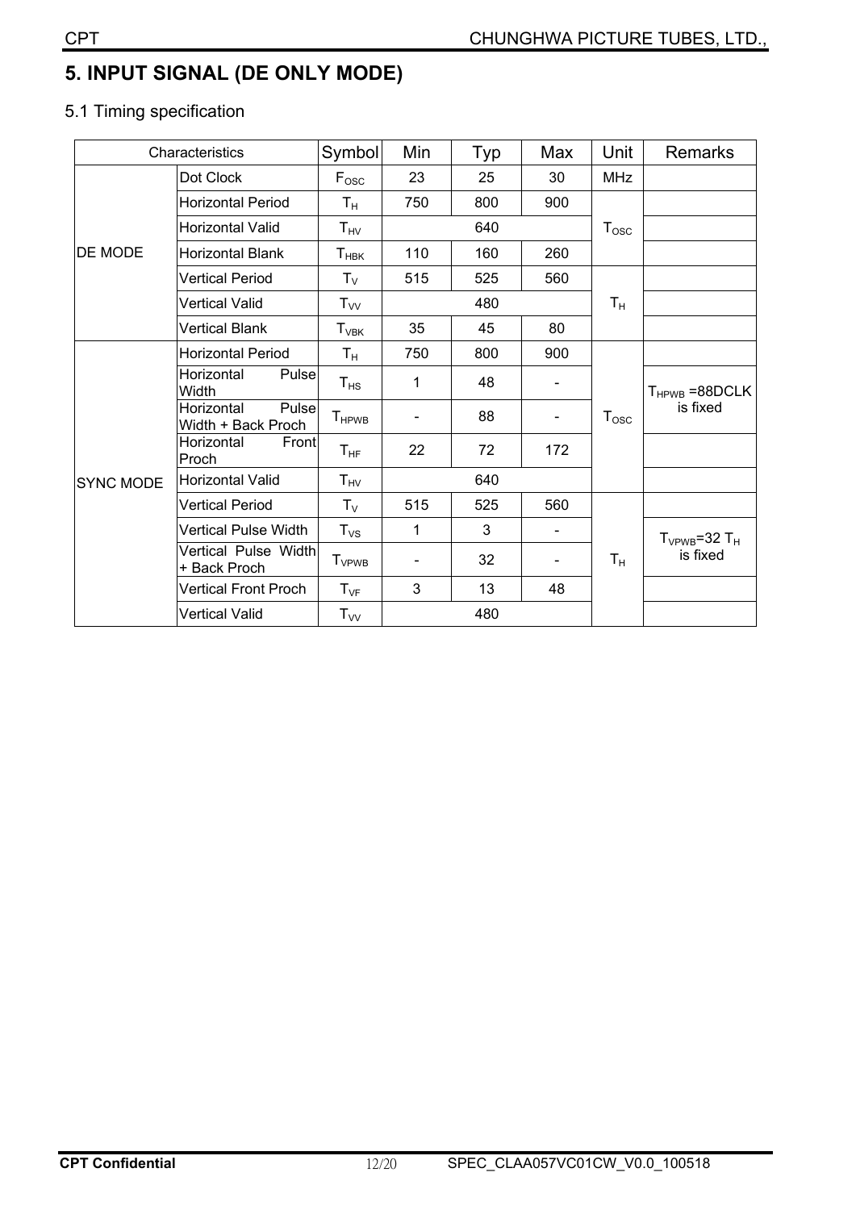# 5. INPUT SIGNAL (DE ONLY MODE)

## 5.1 Timing specification

| Characteristics | | Symbol | Min | Typ | Max | Unit | Remarks |
|---|---|---|---|---|---|---|---|
| DE MODE | Dot Clock | $F_{OSC}$ | 23 | 25 | 30 | MHz | |
| | Horizontal Period | $T_H$ | 750 | 800 | 900 | $T_{OSC}$ | |
| | Horizontal Valid | $T_{HV}$ | | 640 | | | |
| | Horizontal Blank | $T_{HBK}$ | 110 | 160 | 260 | | |
| | Vertical Period | $T_V$ | 515 | 525 | 560 | $T_H$ | |
| | Vertical Valid | $T_{VV}$ | | 480 | | | |
| | Vertical Blank | $T_{VBK}$ | 35 | 45 | 80 | | |
| SYNC MODE | Horizontal Period | $T_H$ | 750 | 800 | 900 | $T_{OSC}$ | |
| | Horizontal Pulse Width | $T_{HS}$ | 1 | 48 | - | | $T_{HPWB}$ =88DCLK is fixed |
| | Horizontal Pulse Width + Back Proch | $T_{HPWB}$ | - | 88 | - | | |
| | Horizontal Front Proch | $T_{HF}$ | 22 | 72 | 172 | | |
| | Horizontal Valid | $T_{HV}$ | | 640 | | | |
| | Vertical Period | $T_V$ | 515 | 525 | 560 | $T_H$ | |
| | Vertical Pulse Width | $T_{VS}$ | 1 | 3 | - | | $T_{VPWB}$=32 $T_H$ is fixed |
| | Vertical Pulse Width + Back Proch | $T_{VPWB}$ | - | 32 | - | | |
| | Vertical Front Proch | $T_{VF}$ | 3 | 13 | 48 | | |
| | Vertical Valid | $T_{VV}$ | | 480 | | | |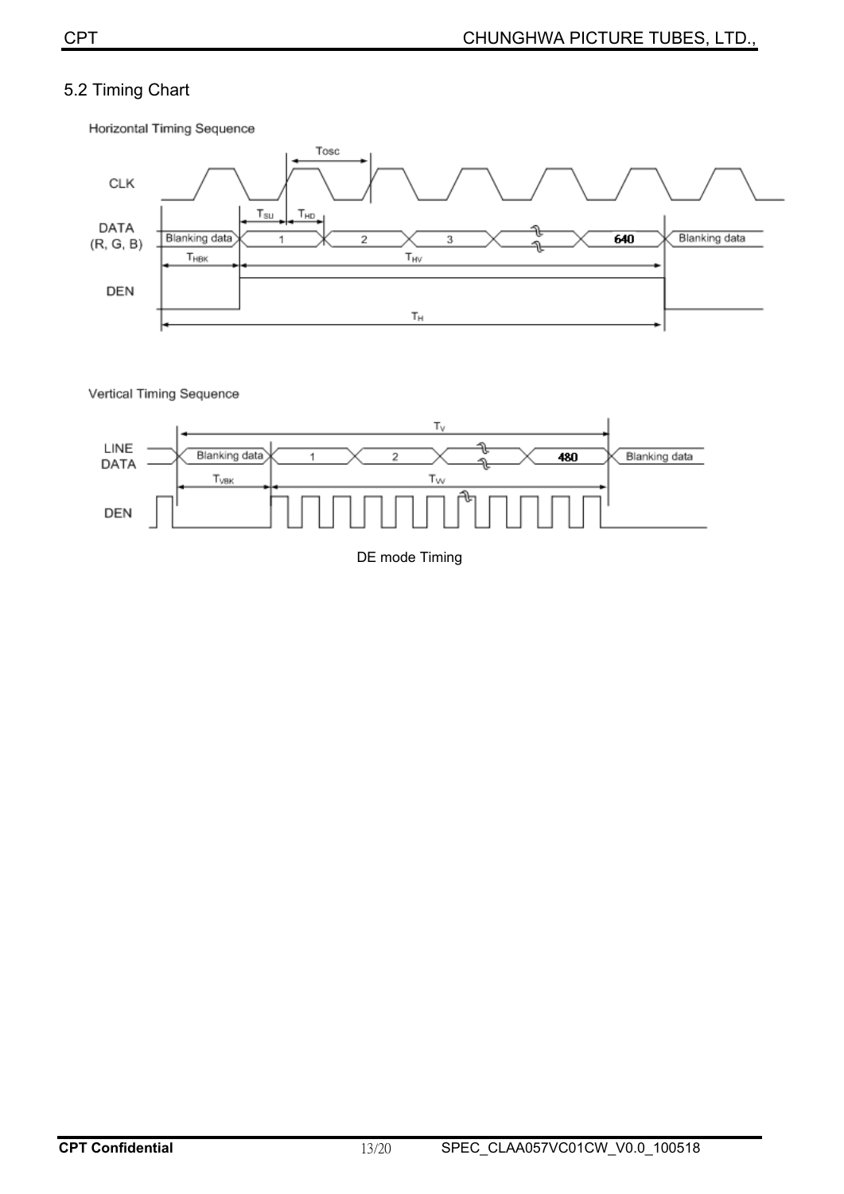## 5.2 Timing Chart

Horizontal Timing Sequence

Vertical Timing Sequence

DE mode Timing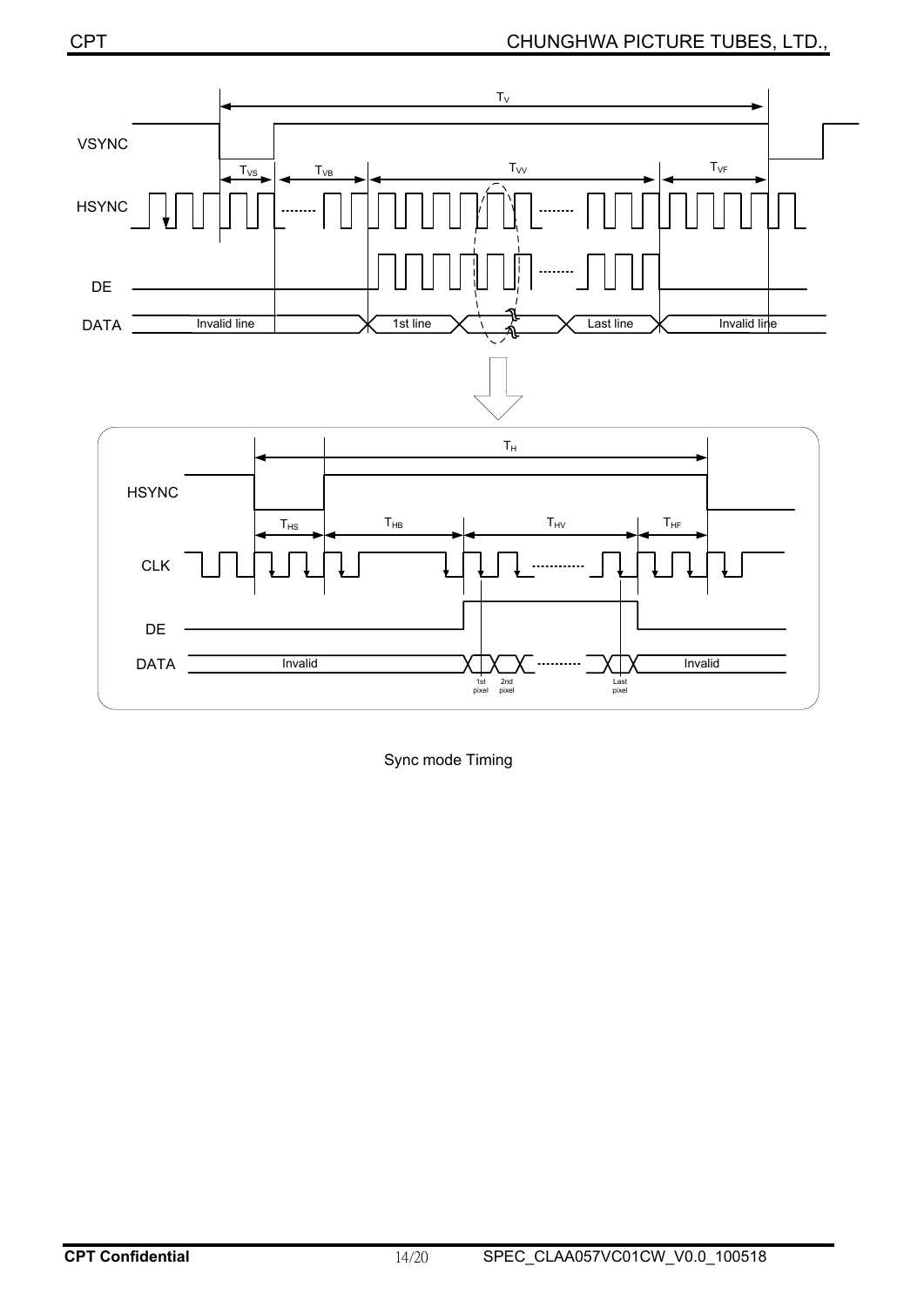Sync mode Timing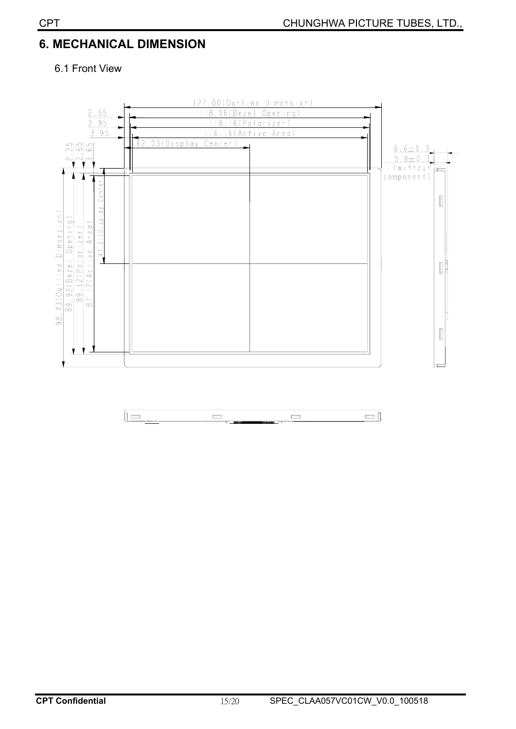## 6. MECHANICAL DIMENSION

6.1 Front View

127.00(Outline Dimension)
118.96(Bezel Opening)
118.16(Polarizer)
116.16(Active Area)
62.03(Display Center)
2.55
2.95
3.95
2.25
2.65
3.65
98.43(Outline Dimension)
89.92(Bezel Opening)
89.12(Polarizer)
87.12(Active Area)
47.2(Display Center)
6.6±0.3
5.8±0.3
(without component)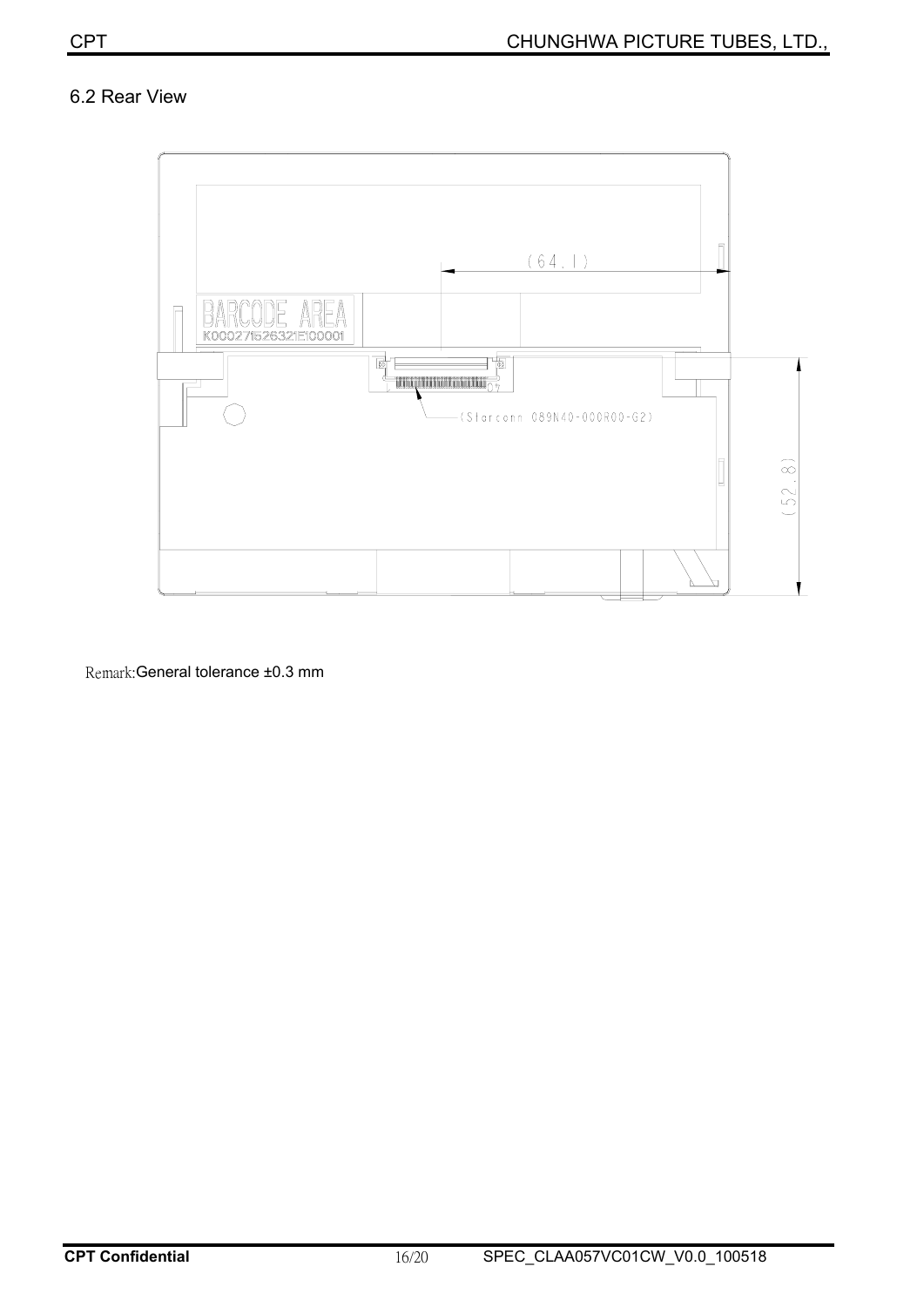## 6.2 Rear View

BARCODE AREA

K00027152632IE00001

(64.1)

(52.8)

(Starconn 089N40-000R00-G2)

Remark:General tolerance ±0.3 mm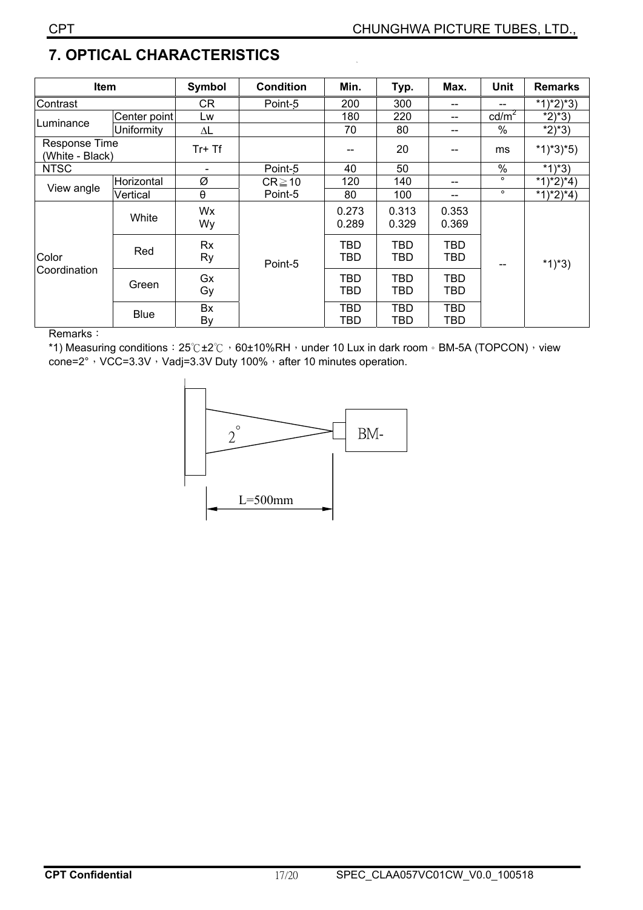# 7. OPTICAL CHARACTERISTICS

| Item | | Symbol | Condition | Min. | Typ. | Max. | Unit | Remarks |
|---|---|---|---|---|---|---|---|---|
| Contrast | | CR | Point-5 | 200 | 300 | -- | -- | *1)*2)*3) |
| Luminance | Center point | Lw | | 180 | 220 | -- | cd/m$^2$ | *2)*3) |
| | Uniformity | ΔL | | 70 | 80 | -- | % | *2)*3) |
| Response Time (White - Black) | | Tr+ Tf | | -- | 20 | -- | ms | *1)*3)*5) |
| NTSC | | - | Point-5 | 40 | 50 | | % | *1)*3) |
| View angle | Horizontal | Ø | CR≧10 Point-5 | 120 | 140 | -- | ° | *1)*2)*4) |
| | Vertical | θ | | 80 | 100 | -- | ° | *1)*2)*4) |
| Color Coordination | White | Wx<br>Wy | Point-5 | 0.273<br>0.289 | 0.313<br>0.329 | 0.353<br>0.369 | -- | *1)*3) |
| | Red | Rx<br>Ry | | TBD<br>TBD | TBD<br>TBD | TBD<br>TBD | | |
| | Green | Gx<br>Gy | | TBD<br>TBD | TBD<br>TBD | TBD<br>TBD | | |
| | Blue | Bx<br>By | | TBD<br>TBD | TBD<br>TBD | TBD<br>TBD | | |

Remarks：

*1) Measuring conditions：25℃±2℃，60±10%RH，under 10 Lux in dark room。BM-5A (TOPCON)，view cone=2°，VCC=3.3V，Vadj=3.3V Duty 100%，after 10 minutes operation.

2°

BM-

L=500mm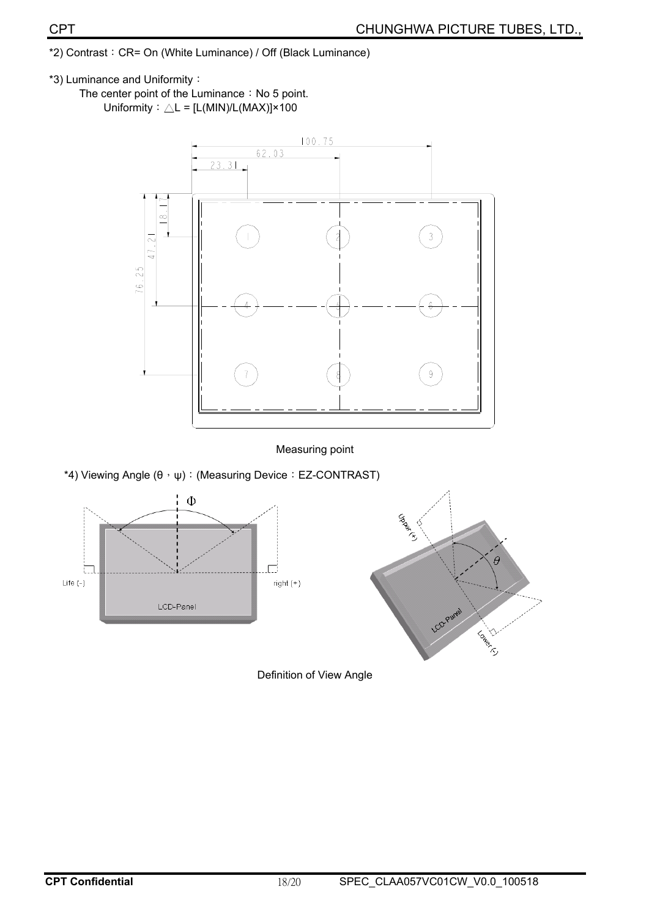*2) Contrast：CR= On (White Luminance) / Off (Black Luminance)

*3) Luminance and Uniformity：

The center point of the Luminance：No 5 point.

Uniformity：$\triangle L = [L(MIN)/L(MAX)] \times 100$

Measuring point

*4) Viewing Angle (θ，ψ)：(Measuring Device：EZ-CONTRAST)

Definition of View Angle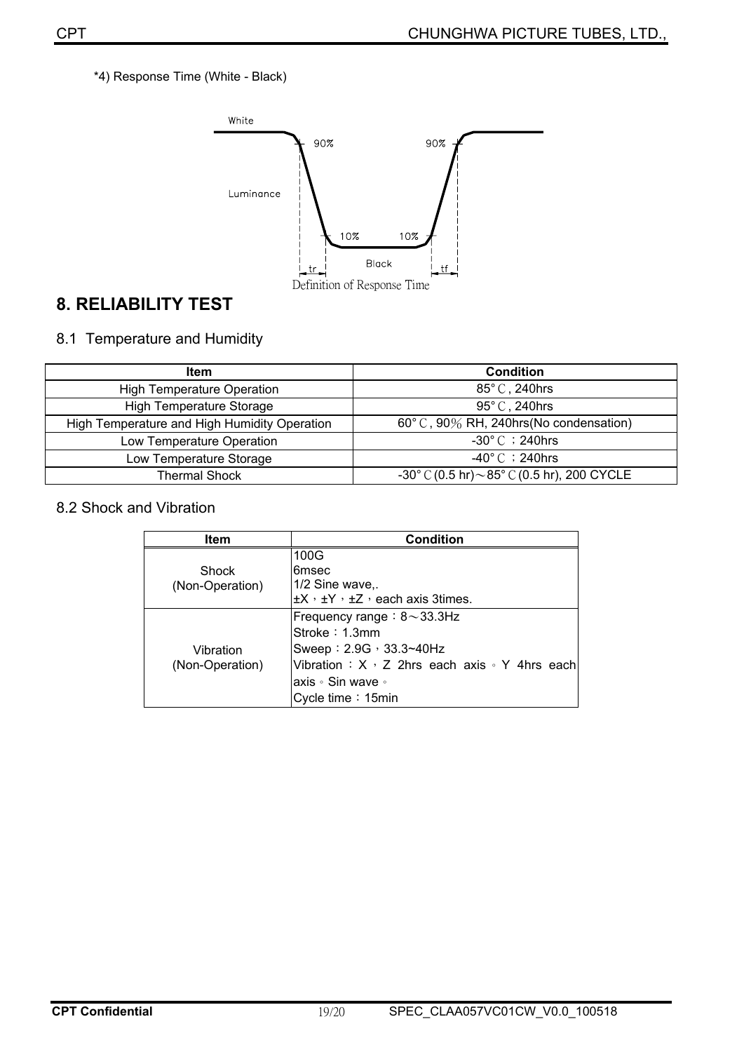*4) Response Time (White - Black)

Definition of Response Time

# 8. RELIABILITY TEST

## 8.1 Temperature and Humidity

| Item | Condition |
|---|---|
| High Temperature Operation | 85°℃, 240hrs |
| High Temperature Storage | 95°℃, 240hrs |
| High Temperature and High Humidity Operation | 60°℃, 90% RH, 240hrs(No condensation) |
| Low Temperature Operation | -30°℃；240hrs |
| Low Temperature Storage | -40°℃；240hrs |
| Thermal Shock | -30°℃(0.5 hr)～85°℃(0.5 hr), 200 CYCLE |

## 8.2 Shock and Vibration

| Item | Condition |
|---|---|
| Shock (Non-Operation) | 100G<br>6msec<br>1/2 Sine wave,.<br>±X，±Y，±Z，each axis 3times. |
| Vibration (Non-Operation) | Frequency range：8～33.3Hz<br>Stroke：1.3mm<br>Sweep：2.9G，33.3~40Hz<br>Vibration：X，Z 2hrs each axis。Y 4hrs each axis。Sin wave。<br>Cycle time：15min |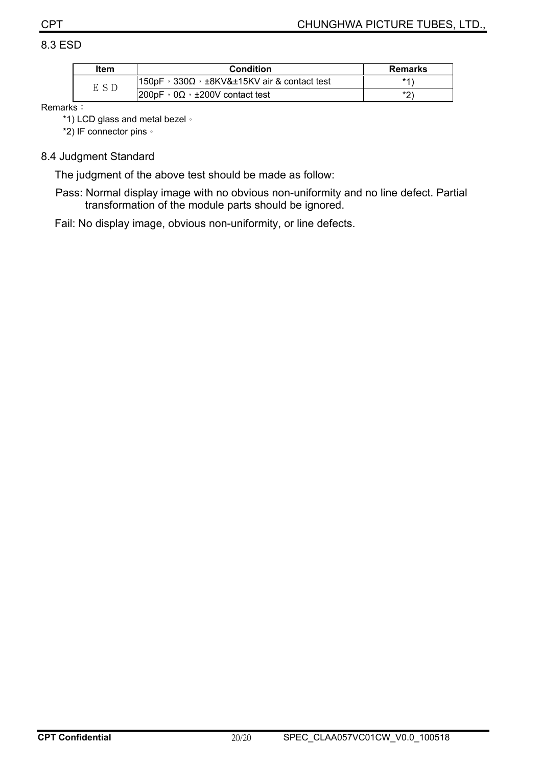## 8.3 ESD

| Item | Condition | Remarks |
|---|---|---|
| ＥＳＤ | 150pF，330Ω，±8KV&±15KV air & contact test | *1) |
| | 200pF，0Ω，±200V contact test | *2) |

Remarks：

*1) LCD glass and metal bezel。

*2) IF connector pins。

## 8.4 Judgment Standard

The judgment of the above test should be made as follow:

Pass: Normal display image with no obvious non-uniformity and no line defect. Partial transformation of the module parts should be ignored.

Fail: No display image, obvious non-uniformity, or line defects.